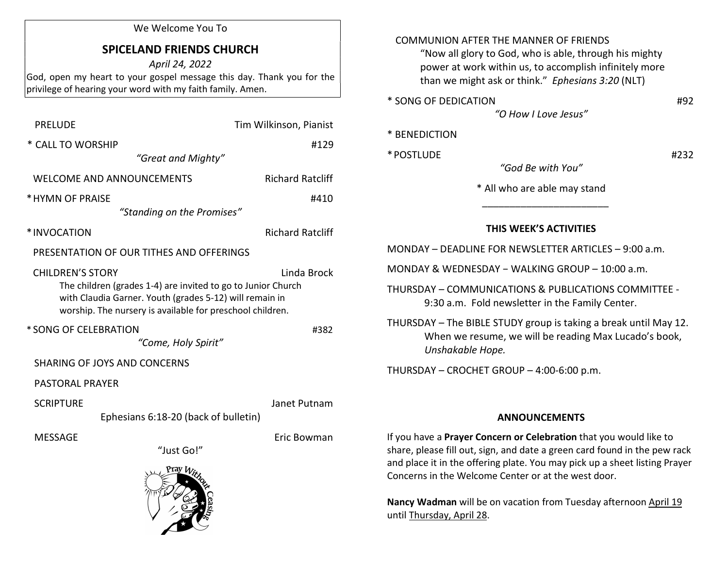We Welcome You To

# SPICELAND FRIENDS CHURCH

*April 24, 2022*

God, open my heart to your gospel message this day. Thank you for the privilege of hearing your word with my faith family. Amen.

PRELUDE — Tim Wilkinson, Pianist

\* CALL TO WORSHIP — #129
*"Great and Mighty"*

WELCOME AND ANNOUNCEMENTS — Richard Ratcliff

\* HYMN OF PRAISE — #410
*"Standing on the Promises"*

\* INVOCATION — Richard Ratcliff

PRESENTATION OF OUR TITHES AND OFFERINGS

CHILDREN'S STORY — Linda Brock
The children (grades 1-4) are invited to go to Junior Church with Claudia Garner. Youth (grades 5-12) will remain in worship. The nursery is available for preschool children.

\* SONG OF CELEBRATION — #382
*"Come, Holy Spirit"*

SHARING OF JOYS AND CONCERNS

PASTORAL PRAYER

SCRIPTURE — Janet Putnam
Ephesians 6:18-20 (back of bulletin)

MESSAGE — Eric Bowman
"Just Go!"

COMMUNION AFTER THE MANNER OF FRIENDS
"Now all glory to God, who is able, through his mighty power at work within us, to accomplish infinitely more than we might ask or think." *Ephesians 3:20* (NLT)

\* SONG OF DEDICATION — #92
*"O How I Love Jesus"*

\* BENEDICTION

\* POSTLUDE — #232
*"God Be with You"*

\* All who are able may stand

## THIS WEEK'S ACTIVITIES

MONDAY – DEADLINE FOR NEWSLETTER ARTICLES – 9:00 a.m.

MONDAY & WEDNESDAY − WALKING GROUP – 10:00 a.m.

THURSDAY – COMMUNICATIONS & PUBLICATIONS COMMITTEE - 9:30 a.m. Fold newsletter in the Family Center.

THURSDAY – The BIBLE STUDY group is taking a break until May 12. When we resume, we will be reading Max Lucado's book, *Unshakable Hope.*

THURSDAY – CROCHET GROUP – 4:00-6:00 p.m.

## ANNOUNCEMENTS

If you have a **Prayer Concern or Celebration** that you would like to share, please fill out, sign, and date a green card found in the pew rack and place it in the offering plate. You may pick up a sheet listing Prayer Concerns in the Welcome Center or at the west door.

**Nancy Wadman** will be on vacation from Tuesday afternoon April 19 until Thursday, April 28.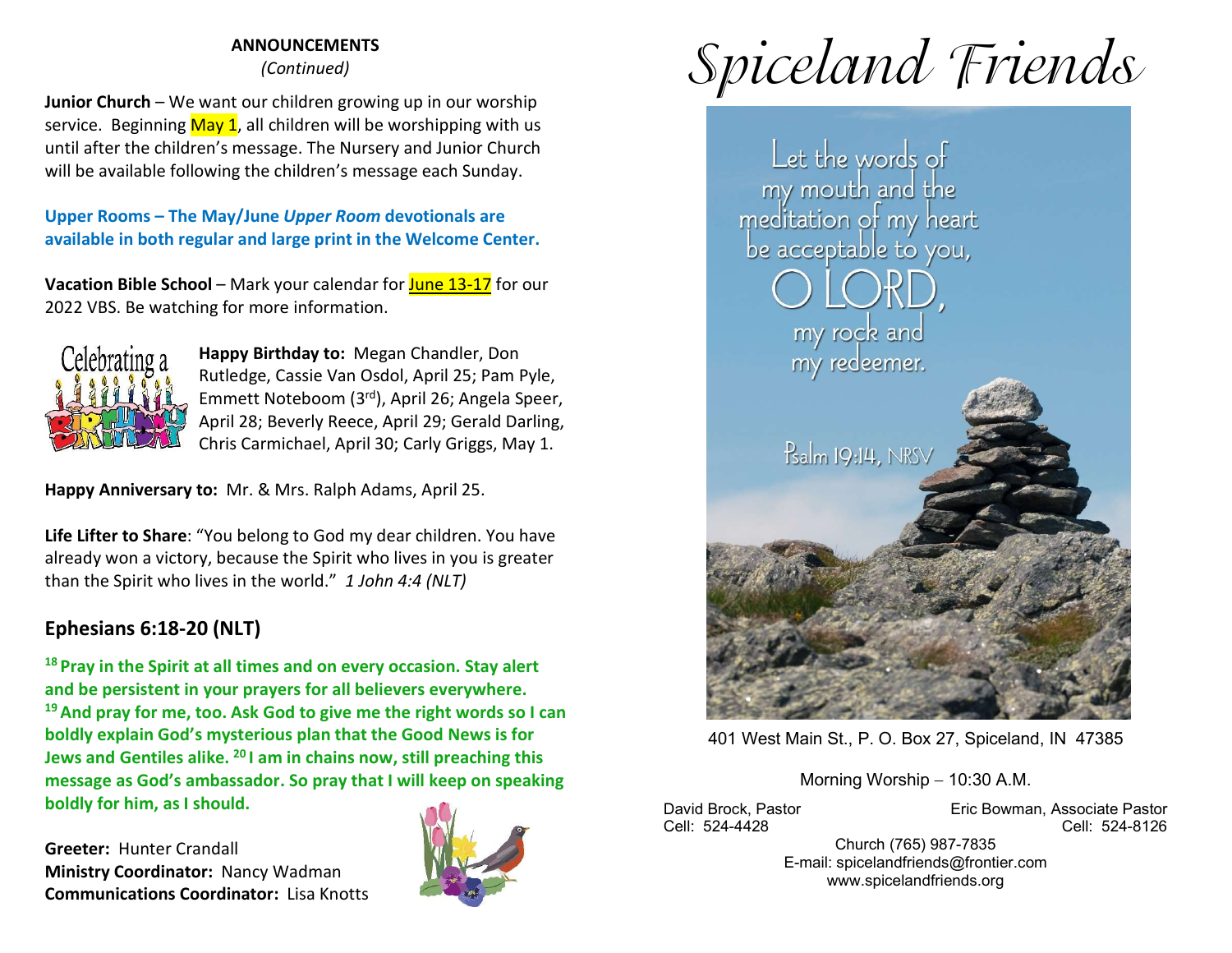## ANNOUNCEMENTS
*(Continued)*

**Junior Church** – We want our children growing up in our worship service. Beginning May 1, all children will be worshipping with us until after the children's message. The Nursery and Junior Church will be available following the children's message each Sunday.

**Upper Rooms – The May/June *Upper Room* devotionals are available in both regular and large print in the Welcome Center.**

**Vacation Bible School** – Mark your calendar for June 13-17 for our 2022 VBS. Be watching for more information.

**Happy Birthday to:** Megan Chandler, Don Rutledge, Cassie Van Osdol, April 25; Pam Pyle, Emmett Noteboom (3rd), April 26; Angela Speer, April 28; Beverly Reece, April 29; Gerald Darling, Chris Carmichael, April 30; Carly Griggs, May 1.

**Happy Anniversary to:** Mr. & Mrs. Ralph Adams, April 25.

**Life Lifter to Share**: "You belong to God my dear children. You have already won a victory, because the Spirit who lives in you is greater than the Spirit who lives in the world." *1 John 4:4 (NLT)*

## Ephesians 6:18-20 (NLT)

**[18] Pray in the Spirit at all times and on every occasion. Stay alert and be persistent in your prayers for all believers everywhere. [19] And pray for me, too. Ask God to give me the right words so I can boldly explain God's mysterious plan that the Good News is for Jews and Gentiles alike. [20] I am in chains now, still preaching this message as God's ambassador. So pray that I will keep on speaking boldly for him, as I should.**

**Greeter:** Hunter Crandall
**Ministry Coordinator:** Nancy Wadman
**Communications Coordinator:** Lisa Knotts

# Spiceland Friends

Let the words of my mouth and the meditation of my heart be acceptable to you, O LORD, my rock and my redeemer.

Psalm 19:14, NRSV

401 West Main St., P. O. Box 27, Spiceland, IN 47385

Morning Worship – 10:30 A.M.

David Brock, Pastor
Cell: 524-4428

Eric Bowman, Associate Pastor
Cell: 524-8126

Church (765) 987-7835
E-mail: spicelandfriends@frontier.com
www.spicelandfriends.org